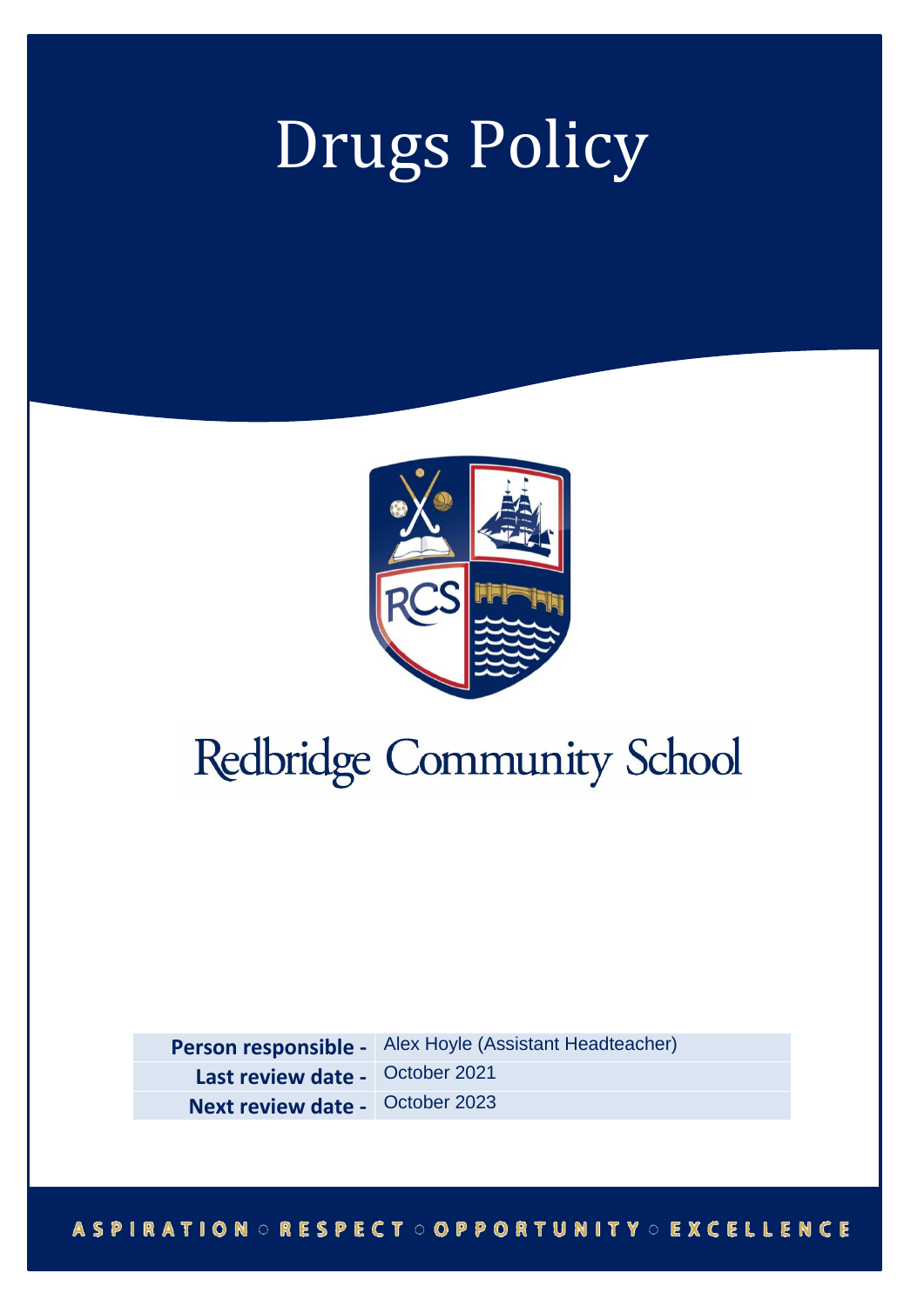# Drugs Policy

Redbridge Community School

| | |
|---|---|
| **Person responsible -** | Alex Hoyle (Assistant Headteacher) |
| **Last review date -** | October 2021 |
| **Next review date -** | October 2023 |

ASPIRATION ○ RESPECT ○ OPPORTUNITY ○ EXCELLENCE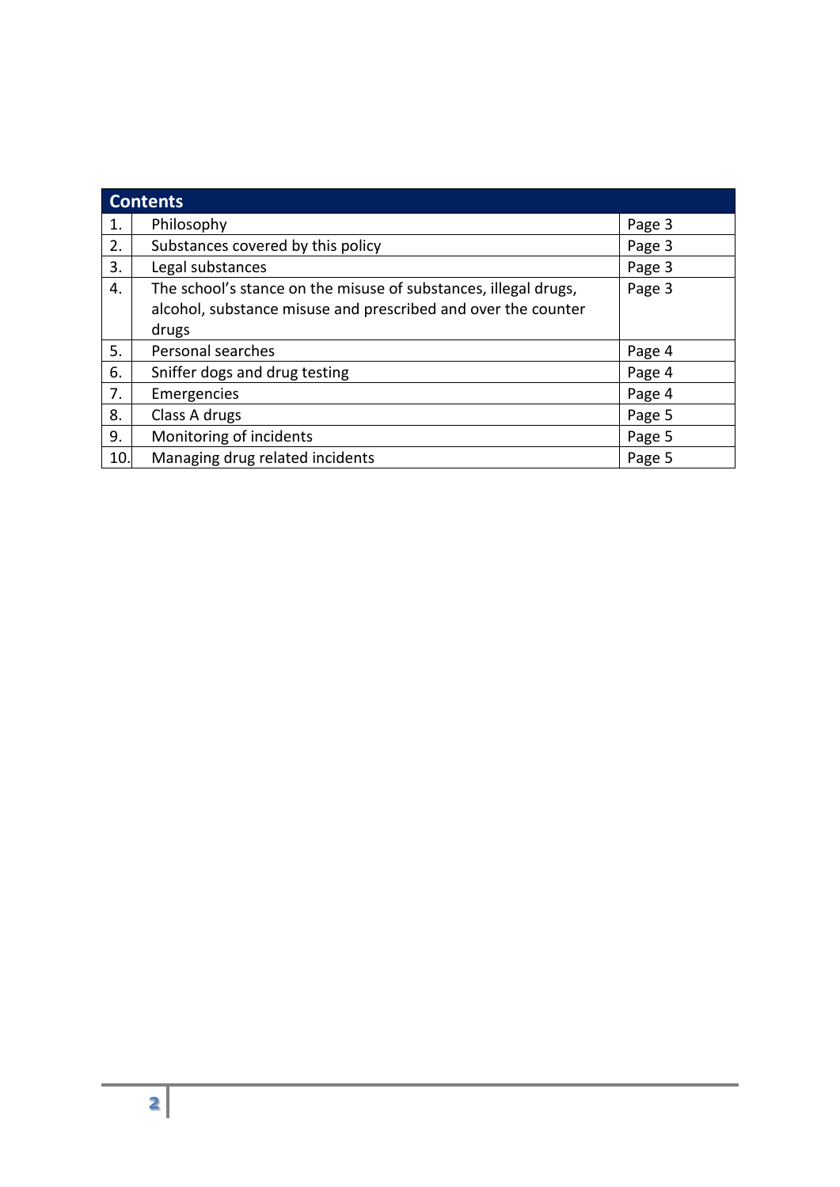| Contents | | |
|---|---|---|
| 1. | Philosophy | Page 3 |
| 2. | Substances covered by this policy | Page 3 |
| 3. | Legal substances | Page 3 |
| 4. | The school's stance on the misuse of substances, illegal drugs, alcohol, substance misuse and prescribed and over the counter drugs | Page 3 |
| 5. | Personal searches | Page 4 |
| 6. | Sniffer dogs and drug testing | Page 4 |
| 7. | Emergencies | Page 4 |
| 8. | Class A drugs | Page 5 |
| 9. | Monitoring of incidents | Page 5 |
| 10. | Managing drug related incidents | Page 5 |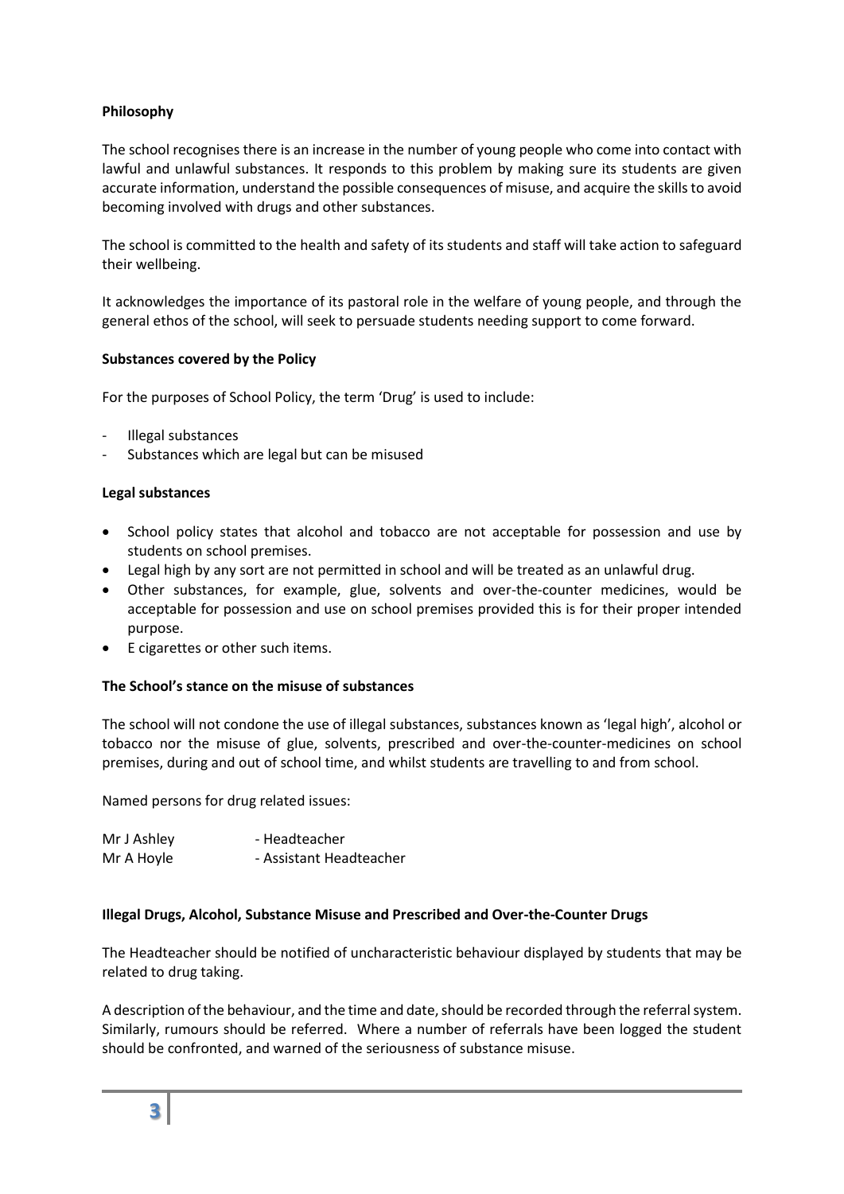**Philosophy**

The school recognises there is an increase in the number of young people who come into contact with lawful and unlawful substances. It responds to this problem by making sure its students are given accurate information, understand the possible consequences of misuse, and acquire the skills to avoid becoming involved with drugs and other substances.

The school is committed to the health and safety of its students and staff will take action to safeguard their wellbeing.

It acknowledges the importance of its pastoral role in the welfare of young people, and through the general ethos of the school, will seek to persuade students needing support to come forward.

**Substances covered by the Policy**

For the purposes of School Policy, the term 'Drug' is used to include:

- Illegal substances
- Substances which are legal but can be misused

**Legal substances**

- School policy states that alcohol and tobacco are not acceptable for possession and use by students on school premises.
- Legal high by any sort are not permitted in school and will be treated as an unlawful drug.
- Other substances, for example, glue, solvents and over-the-counter medicines, would be acceptable for possession and use on school premises provided this is for their proper intended purpose.
- E cigarettes or other such items.

**The School's stance on the misuse of substances**

The school will not condone the use of illegal substances, substances known as 'legal high', alcohol or tobacco nor the misuse of glue, solvents, prescribed and over-the-counter-medicines on school premises, during and out of school time, and whilst students are travelling to and from school.

Named persons for drug related issues:

Mr J Ashley - Headteacher
Mr A Hoyle - Assistant Headteacher

**Illegal Drugs, Alcohol, Substance Misuse and Prescribed and Over-the-Counter Drugs**

The Headteacher should be notified of uncharacteristic behaviour displayed by students that may be related to drug taking.

A description of the behaviour, and the time and date, should be recorded through the referral system. Similarly, rumours should be referred. Where a number of referrals have been logged the student should be confronted, and warned of the seriousness of substance misuse.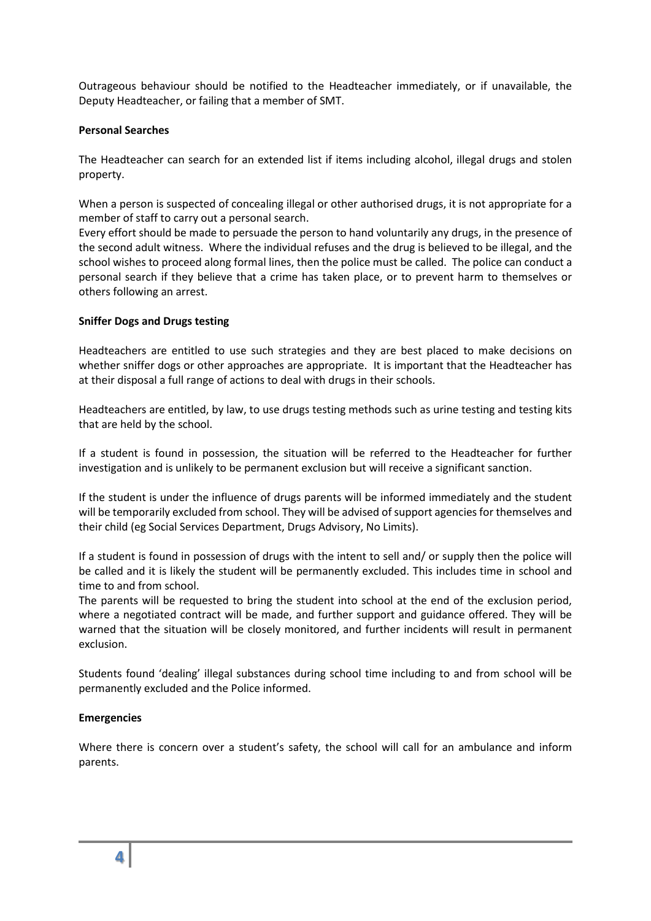Outrageous behaviour should be notified to the Headteacher immediately, or if unavailable, the Deputy Headteacher, or failing that a member of SMT.

**Personal Searches**

The Headteacher can search for an extended list if items including alcohol, illegal drugs and stolen property.

When a person is suspected of concealing illegal or other authorised drugs, it is not appropriate for a member of staff to carry out a personal search.
Every effort should be made to persuade the person to hand voluntarily any drugs, in the presence of the second adult witness. Where the individual refuses and the drug is believed to be illegal, and the school wishes to proceed along formal lines, then the police must be called. The police can conduct a personal search if they believe that a crime has taken place, or to prevent harm to themselves or others following an arrest.

**Sniffer Dogs and Drugs testing**

Headteachers are entitled to use such strategies and they are best placed to make decisions on whether sniffer dogs or other approaches are appropriate. It is important that the Headteacher has at their disposal a full range of actions to deal with drugs in their schools.

Headteachers are entitled, by law, to use drugs testing methods such as urine testing and testing kits that are held by the school.

If a student is found in possession, the situation will be referred to the Headteacher for further investigation and is unlikely to be permanent exclusion but will receive a significant sanction.

If the student is under the influence of drugs parents will be informed immediately and the student will be temporarily excluded from school. They will be advised of support agencies for themselves and their child (eg Social Services Department, Drugs Advisory, No Limits).

If a student is found in possession of drugs with the intent to sell and/ or supply then the police will be called and it is likely the student will be permanently excluded. This includes time in school and time to and from school.
The parents will be requested to bring the student into school at the end of the exclusion period, where a negotiated contract will be made, and further support and guidance offered. They will be warned that the situation will be closely monitored, and further incidents will result in permanent exclusion.

Students found 'dealing' illegal substances during school time including to and from school will be permanently excluded and the Police informed.

**Emergencies**

Where there is concern over a student's safety, the school will call for an ambulance and inform parents.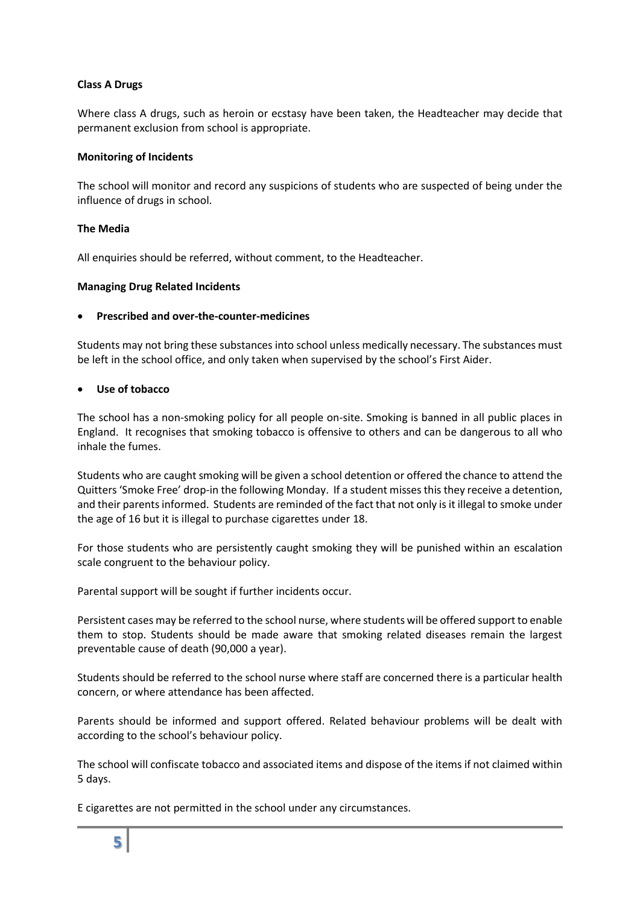**Class A Drugs**

Where class A drugs, such as heroin or ecstasy have been taken, the Headteacher may decide that permanent exclusion from school is appropriate.

**Monitoring of Incidents**

The school will monitor and record any suspicions of students who are suspected of being under the influence of drugs in school.

**The Media**

All enquiries should be referred, without comment, to the Headteacher.

**Managing Drug Related Incidents**

- **Prescribed and over-the-counter-medicines**

Students may not bring these substances into school unless medically necessary. The substances must be left in the school office, and only taken when supervised by the school's First Aider.

- **Use of tobacco**

The school has a non-smoking policy for all people on-site. Smoking is banned in all public places in England. It recognises that smoking tobacco is offensive to others and can be dangerous to all who inhale the fumes.

Students who are caught smoking will be given a school detention or offered the chance to attend the Quitters 'Smoke Free' drop-in the following Monday. If a student misses this they receive a detention, and their parents informed. Students are reminded of the fact that not only is it illegal to smoke under the age of 16 but it is illegal to purchase cigarettes under 18.

For those students who are persistently caught smoking they will be punished within an escalation scale congruent to the behaviour policy.

Parental support will be sought if further incidents occur.

Persistent cases may be referred to the school nurse, where students will be offered support to enable them to stop. Students should be made aware that smoking related diseases remain the largest preventable cause of death (90,000 a year).

Students should be referred to the school nurse where staff are concerned there is a particular health concern, or where attendance has been affected.

Parents should be informed and support offered. Related behaviour problems will be dealt with according to the school's behaviour policy.

The school will confiscate tobacco and associated items and dispose of the items if not claimed within 5 days.

E cigarettes are not permitted in the school under any circumstances.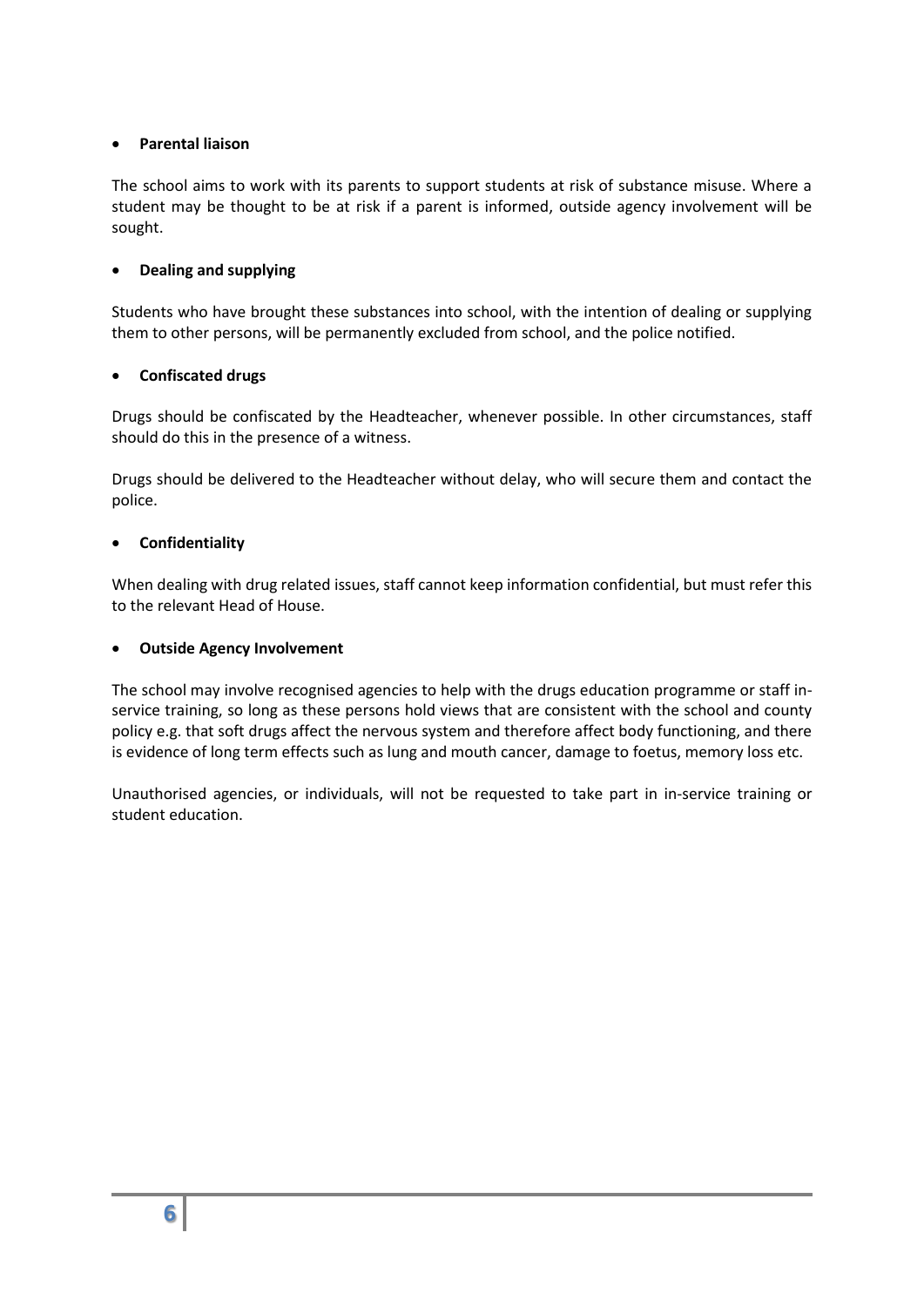- **Parental liaison**

The school aims to work with its parents to support students at risk of substance misuse. Where a student may be thought to be at risk if a parent is informed, outside agency involvement will be sought.

- **Dealing and supplying**

Students who have brought these substances into school, with the intention of dealing or supplying them to other persons, will be permanently excluded from school, and the police notified.

- **Confiscated drugs**

Drugs should be confiscated by the Headteacher, whenever possible. In other circumstances, staff should do this in the presence of a witness.

Drugs should be delivered to the Headteacher without delay, who will secure them and contact the police.

- **Confidentiality**

When dealing with drug related issues, staff cannot keep information confidential, but must refer this to the relevant Head of House.

- **Outside Agency Involvement**

The school may involve recognised agencies to help with the drugs education programme or staff in-service training, so long as these persons hold views that are consistent with the school and county policy e.g. that soft drugs affect the nervous system and therefore affect body functioning, and there is evidence of long term effects such as lung and mouth cancer, damage to foetus, memory loss etc.

Unauthorised agencies, or individuals, will not be requested to take part in in-service training or student education.